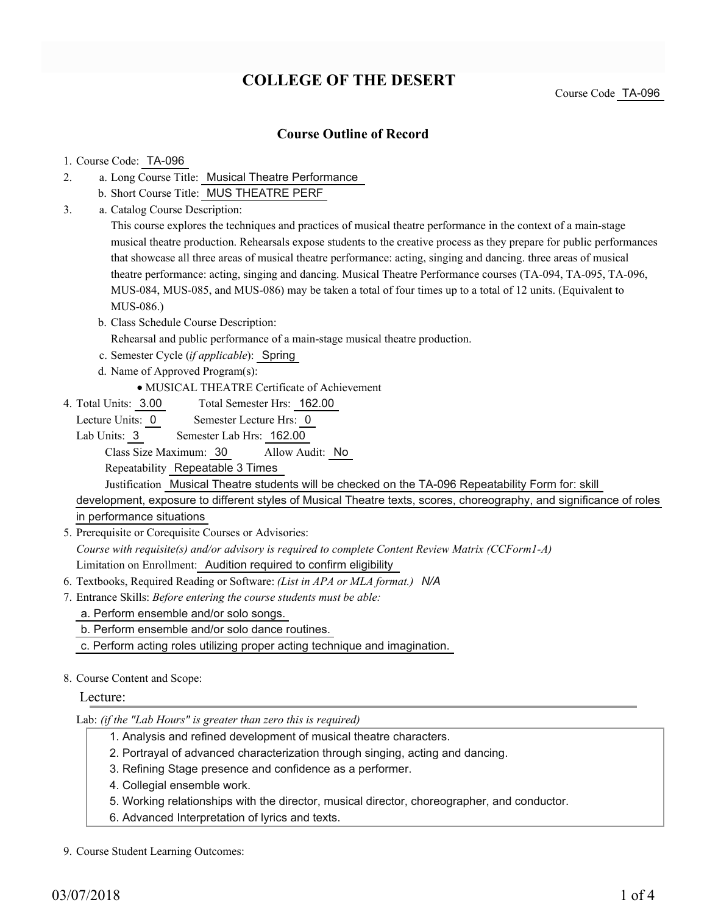# COLLEGE OF THE DESERT

Course Code TA-096

## Course Outline of Record

1. Course Code: TA-096
2. a. Long Course Title: Musical Theatre Performance
   b. Short Course Title: MUS THEATRE PERF
3. a. Catalog Course Description:
   This course explores the techniques and practices of musical theatre performance in the context of a main-stage musical theatre production. Rehearsals expose students to the creative process as they prepare for public performances that showcase all three areas of musical theatre performance: acting, singing and dancing. three areas of musical theatre performance: acting, singing and dancing. Musical Theatre Performance courses (TA-094, TA-095, TA-096, MUS-084, MUS-085, and MUS-086) may be taken a total of four times up to a total of 12 units. (Equivalent to MUS-086.)
   b. Class Schedule Course Description:
   Rehearsal and public performance of a main-stage musical theatre production.
   c. Semester Cycle (*if applicable*): Spring
   d. Name of Approved Program(s):
      - MUSICAL THEATRE Certificate of Achievement
4. Total Units: 3.00 Total Semester Hrs: 162.00
   Lecture Units: 0 Semester Lecture Hrs: 0
   Lab Units: 3 Semester Lab Hrs: 162.00
   Class Size Maximum: 30 Allow Audit: No
   Repeatability Repeatable 3 Times
   Justification Musical Theatre students will be checked on the TA-096 Repeatability Form for: skill development, exposure to different styles of Musical Theatre texts, scores, choreography, and significance of roles in performance situations
5. Prerequisite or Corequisite Courses or Advisories:
   *Course with requisite(s) and/or advisory is required to complete Content Review Matrix (CCForm1-A)*
   Limitation on Enrollment: Audition required to confirm eligibility
6. Textbooks, Required Reading or Software: *(List in APA or MLA format.)* *N/A*
7. Entrance Skills: *Before entering the course students must be able:*
   a. Perform ensemble and/or solo songs.
   b. Perform ensemble and/or solo dance routines.
   c. Perform acting roles utilizing proper acting technique and imagination.
8. Course Content and Scope:

   Lecture:

   Lab: *(if the "Lab Hours" is greater than zero this is required)*
   1. Analysis and refined development of musical theatre characters.
   2. Portrayal of advanced characterization through singing, acting and dancing.
   3. Refining Stage presence and confidence as a performer.
   4. Collegial ensemble work.
   5. Working relationships with the director, musical director, choreographer, and conductor.
   6. Advanced Interpretation of lyrics and texts.
9. Course Student Learning Outcomes: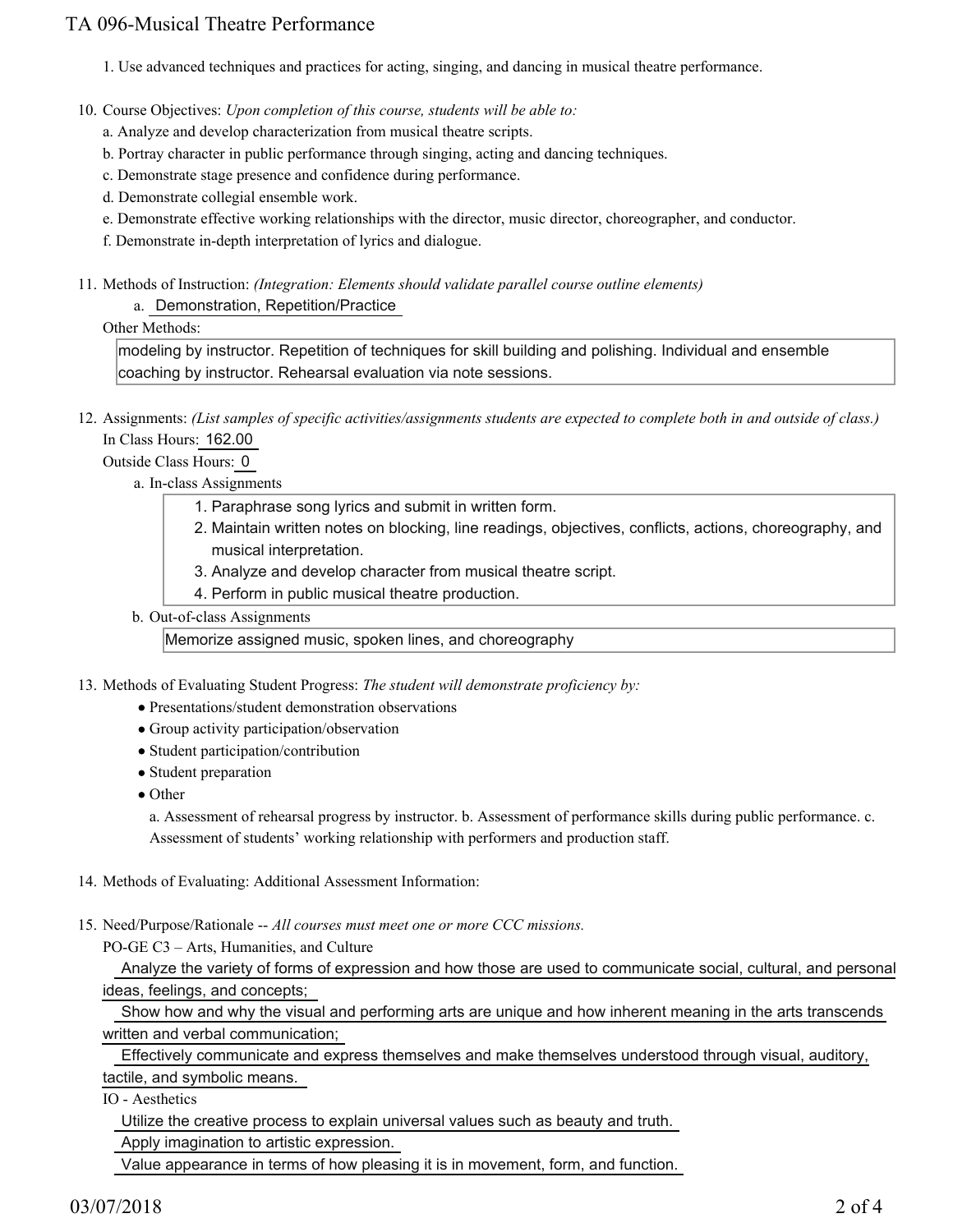1. Use advanced techniques and practices for acting, singing, and dancing in musical theatre performance.

10. Course Objectives: *Upon completion of this course, students will be able to:*
    a. Analyze and develop characterization from musical theatre scripts.
    b. Portray character in public performance through singing, acting and dancing techniques.
    c. Demonstrate stage presence and confidence during performance.
    d. Demonstrate collegial ensemble work.
    e. Demonstrate effective working relationships with the director, music director, choreographer, and conductor.
    f. Demonstrate in-depth interpretation of lyrics and dialogue.

11. Methods of Instruction: *(Integration: Elements should validate parallel course outline elements)*
    a. Demonstration, Repetition/Practice

    Other Methods:

    modeling by instructor. Repetition of techniques for skill building and polishing. Individual and ensemble coaching by instructor. Rehearsal evaluation via note sessions.

12. Assignments: *(List samples of specific activities/assignments students are expected to complete both in and outside of class.)*

    In Class Hours: 162.00

    Outside Class Hours: 0

    a. In-class Assignments
        1. Paraphrase song lyrics and submit in written form.
        2. Maintain written notes on blocking, line readings, objectives, conflicts, actions, choreography, and musical interpretation.
        3. Analyze and develop character from musical theatre script.
        4. Perform in public musical theatre production.

    b. Out-of-class Assignments

        Memorize assigned music, spoken lines, and choreography

13. Methods of Evaluating Student Progress: *The student will demonstrate proficiency by:*
    - Presentations/student demonstration observations
    - Group activity participation/observation
    - Student participation/contribution
    - Student preparation
    - Other

    a. Assessment of rehearsal progress by instructor. b. Assessment of performance skills during public performance. c. Assessment of students' working relationship with performers and production staff.

14. Methods of Evaluating: Additional Assessment Information:

15. Need/Purpose/Rationale -- *All courses must meet one or more CCC missions.*

    PO-GE C3 – Arts, Humanities, and Culture

    Analyze the variety of forms of expression and how those are used to communicate social, cultural, and personal ideas, feelings, and concepts;

    Show how and why the visual and performing arts are unique and how inherent meaning in the arts transcends written and verbal communication;

    Effectively communicate and express themselves and make themselves understood through visual, auditory, tactile, and symbolic means.

    IO - Aesthetics

    Utilize the creative process to explain universal values such as beauty and truth.

    Apply imagination to artistic expression.

    Value appearance in terms of how pleasing it is in movement, form, and function.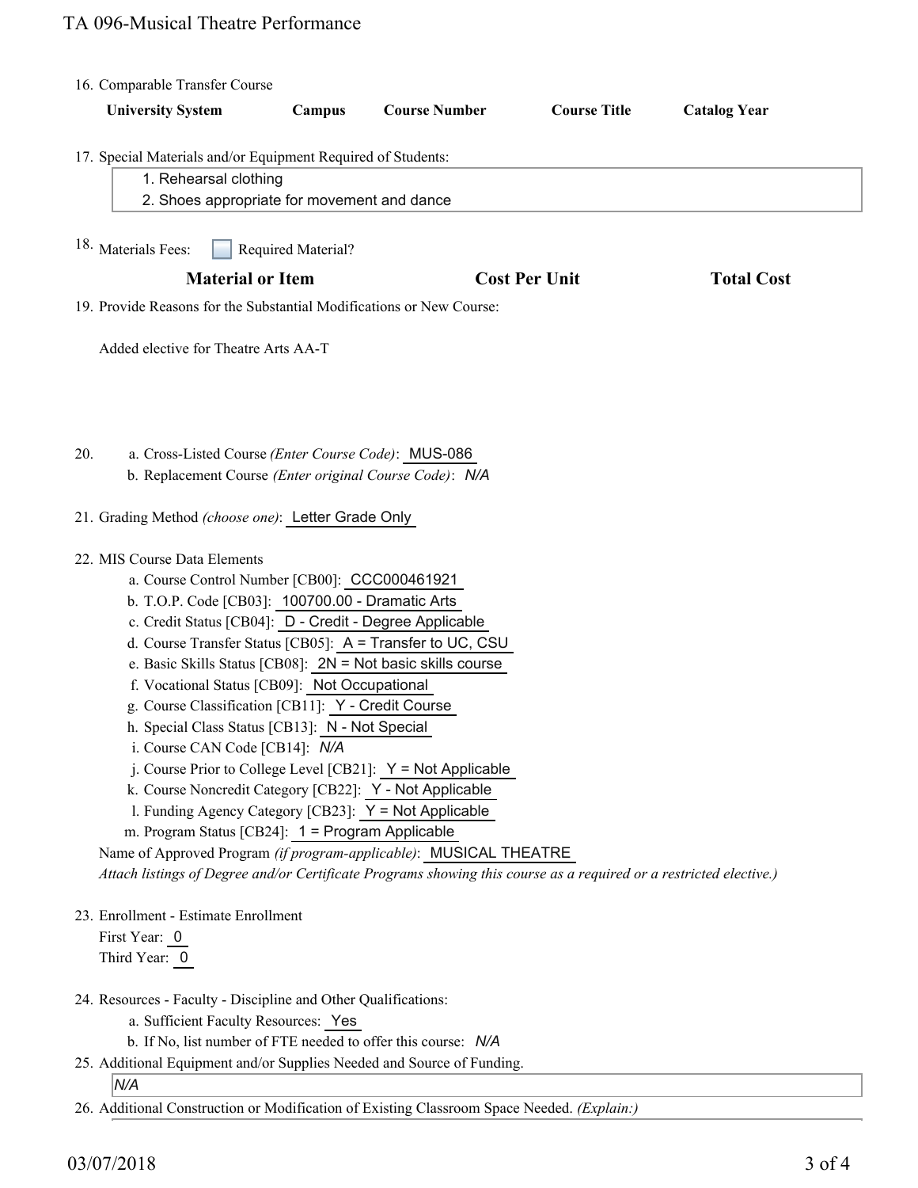16. Comparable Transfer Course

| University System | Campus | Course Number | Course Title | Catalog Year |
|---|---|---|---|---|

17. Special Materials and/or Equipment Required of Students:
    1. Rehearsal clothing
    2. Shoes appropriate for movement and dance

18. Materials Fees: ☐ Required Material?

| Material or Item | Cost Per Unit | Total Cost |
|---|---|---|

19. Provide Reasons for the Substantial Modifications or New Course:

    Added elective for Theatre Arts AA-T

20. a. Cross-Listed Course *(Enter Course Code)*: MUS-086
    b. Replacement Course *(Enter original Course Code)*: *N/A*

21. Grading Method *(choose one)*: Letter Grade Only

22. MIS Course Data Elements
    a. Course Control Number [CB00]: CCC000461921
    b. T.O.P. Code [CB03]: 100700.00 - Dramatic Arts
    c. Credit Status [CB04]: D - Credit - Degree Applicable
    d. Course Transfer Status [CB05]: A = Transfer to UC, CSU
    e. Basic Skills Status [CB08]: 2N = Not basic skills course
    f. Vocational Status [CB09]: Not Occupational
    g. Course Classification [CB11]: Y - Credit Course
    h. Special Class Status [CB13]: N - Not Special
    i. Course CAN Code [CB14]: *N/A*
    j. Course Prior to College Level [CB21]: Y = Not Applicable
    k. Course Noncredit Category [CB22]: Y - Not Applicable
    l. Funding Agency Category [CB23]: Y = Not Applicable
    m. Program Status [CB24]: 1 = Program Applicable

    Name of Approved Program *(if program-applicable)*: MUSICAL THEATRE

    *Attach listings of Degree and/or Certificate Programs showing this course as a required or a restricted elective.)*

23. Enrollment - Estimate Enrollment
    First Year: 0
    Third Year: 0

24. Resources - Faculty - Discipline and Other Qualifications:
    a. Sufficient Faculty Resources: Yes
    b. If No, list number of FTE needed to offer this course: *N/A*

25. Additional Equipment and/or Supplies Needed and Source of Funding.
    *N/A*

26. Additional Construction or Modification of Existing Classroom Space Needed. *(Explain:)*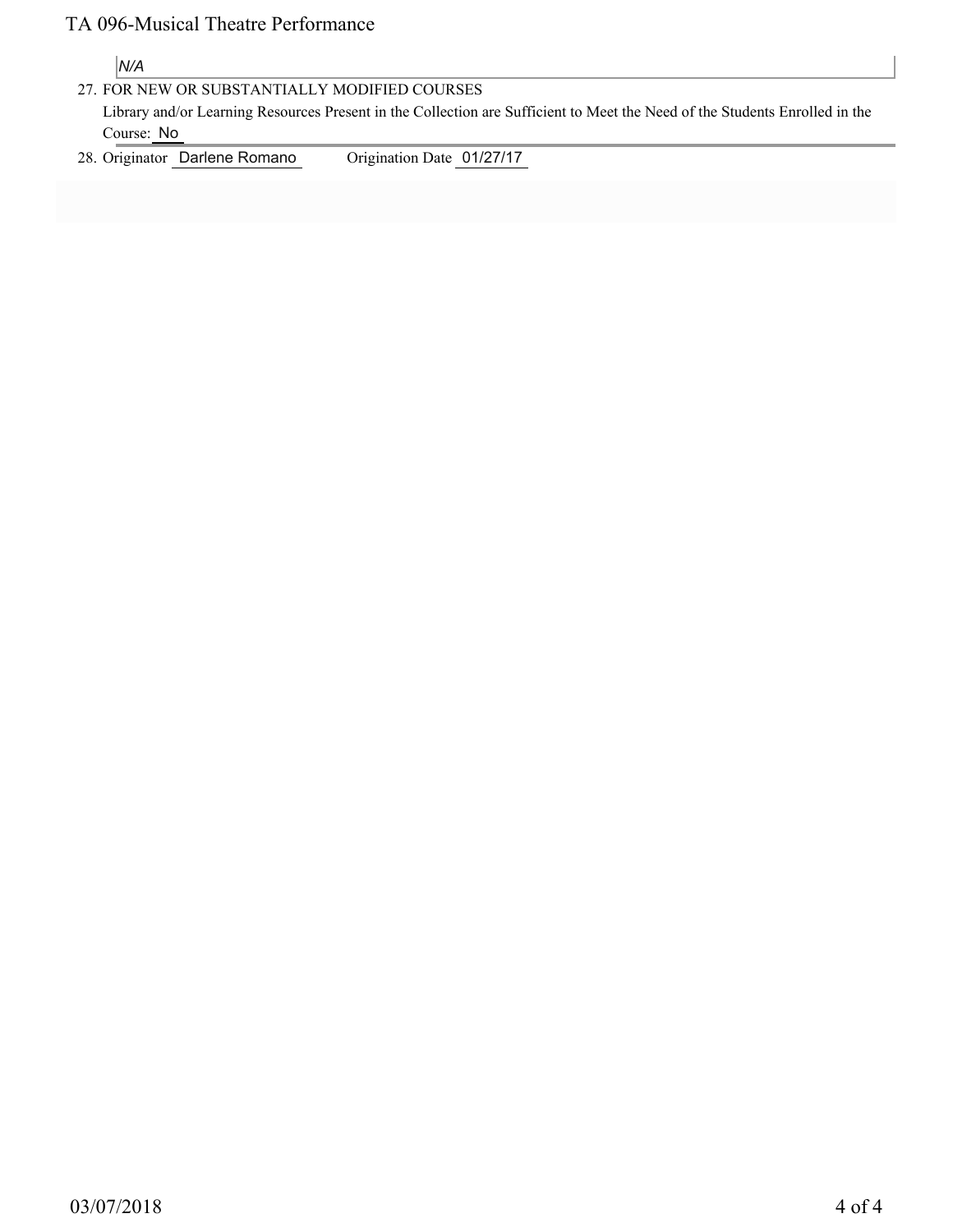*N/A*

27. FOR NEW OR SUBSTANTIALLY MODIFIED COURSES

    Library and/or Learning Resources Present in the Collection are Sufficient to Meet the Need of the Students Enrolled in the Course: No

28. Originator Darlene Romano Origination Date 01/27/17